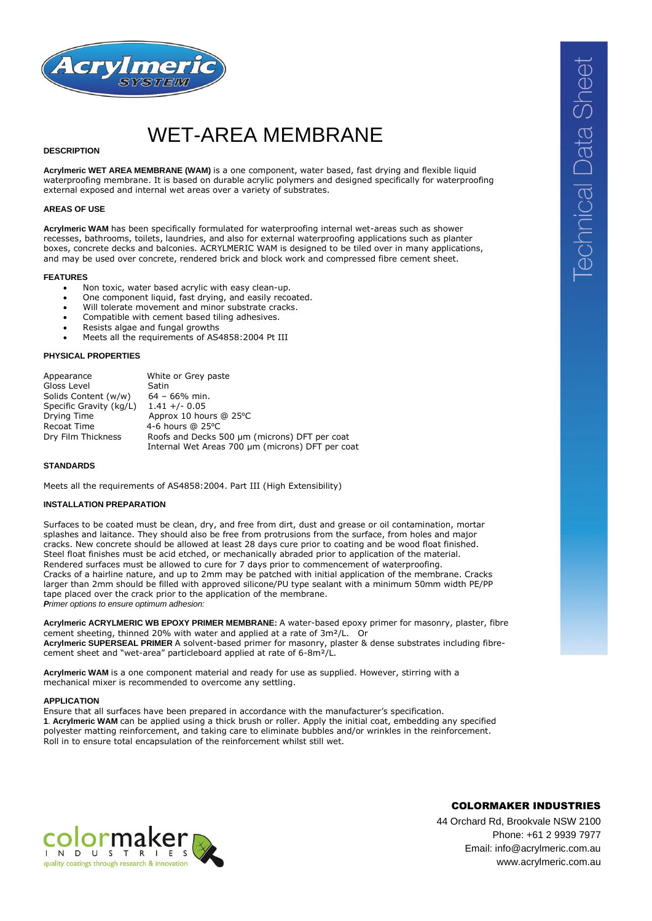# WET-AREA MEMBRANE

## DESCRIPTION

**Acrylmeric WET AREA MEMBRANE (WAM)** is a one component, water based, fast drying and flexible liquid waterproofing membrane. It is based on durable acrylic polymers and designed specifically for waterproofing external exposed and internal wet areas over a variety of substrates.

## AREAS OF USE

**Acrylmeric WAM** has been specifically formulated for waterproofing internal wet-areas such as shower recesses, bathrooms, toilets, laundries, and also for external waterproofing applications such as planter boxes, concrete decks and balconies. ACRYLMERIC WAM is designed to be tiled over in many applications, and may be used over concrete, rendered brick and block work and compressed fibre cement sheet.

## FEATURES

- Non toxic, water based acrylic with easy clean-up.
- One component liquid, fast drying, and easily recoated.
- Will tolerate movement and minor substrate cracks.
- Compatible with cement based tiling adhesives.
- Resists algae and fungal growths
- Meets all the requirements of AS4858:2004 Pt III

## PHYSICAL PROPERTIES

| | |
|---|---|
| Appearance | White or Grey paste |
| Gloss Level | Satin |
| Solids Content (w/w) | 64 – 66% min. |
| Specific Gravity (kg/L) | 1.41 +/- 0.05 |
| Drying Time | Approx 10 hours @ 25ºC |
| Recoat Time | 4-6 hours @ 25ºC |
| Dry Film Thickness | Roofs and Decks 500 µm (microns) DFT per coat<br>Internal Wet Areas 700 µm (microns) DFT per coat |

## STANDARDS

Meets all the requirements of AS4858:2004. Part III (High Extensibility)

## INSTALLATION PREPARATION

Surfaces to be coated must be clean, dry, and free from dirt, dust and grease or oil contamination, mortar splashes and laitance. They should also be free from protrusions from the surface, from holes and major cracks. New concrete should be allowed at least 28 days cure prior to coating and be wood float finished. Steel float finishes must be acid etched, or mechanically abraded prior to application of the material. Rendered surfaces must be allowed to cure for 7 days prior to commencement of waterproofing. Cracks of a hairline nature, and up to 2mm may be patched with initial application of the membrane. Cracks larger than 2mm should be filled with approved silicone/PU type sealant with a minimum 50mm width PE/PP tape placed over the crack prior to the application of the membrane.

***P****rimer options to ensure optimum adhesion:*

**Acrylmeric ACRYLMERIC WB EPOXY PRIMER MEMBRANE:** A water-based epoxy primer for masonry, plaster, fibre cement sheeting, thinned 20% with water and applied at a rate of 3m²/L. Or

**Acrylmeric SUPERSEAL PRIMER** A solvent-based primer for masonry, plaster & dense substrates including fibre-cement sheet and "wet-area" particleboard applied at rate of 6-8m²/L.

**Acrylmeric WAM** is a one component material and ready for use as supplied. However, stirring with a mechanical mixer is recommended to overcome any settling.

## APPLICATION

Ensure that all surfaces have been prepared in accordance with the manufacturer's specification.

**1**. **Acrylmeric WAM** can be applied using a thick brush or roller. Apply the initial coat, embedding any specified polyester matting reinforcement, and taking care to eliminate bubbles and/or wrinkles in the reinforcement. Roll in to ensure total encapsulation of the reinforcement whilst still wet.

**COLORMAKER INDUSTRIES**
44 Orchard Rd, Brookvale NSW 2100
Phone: +61 2 9939 7977
Email: info@acrylmeric.com.au
www.acrylmeric.com.au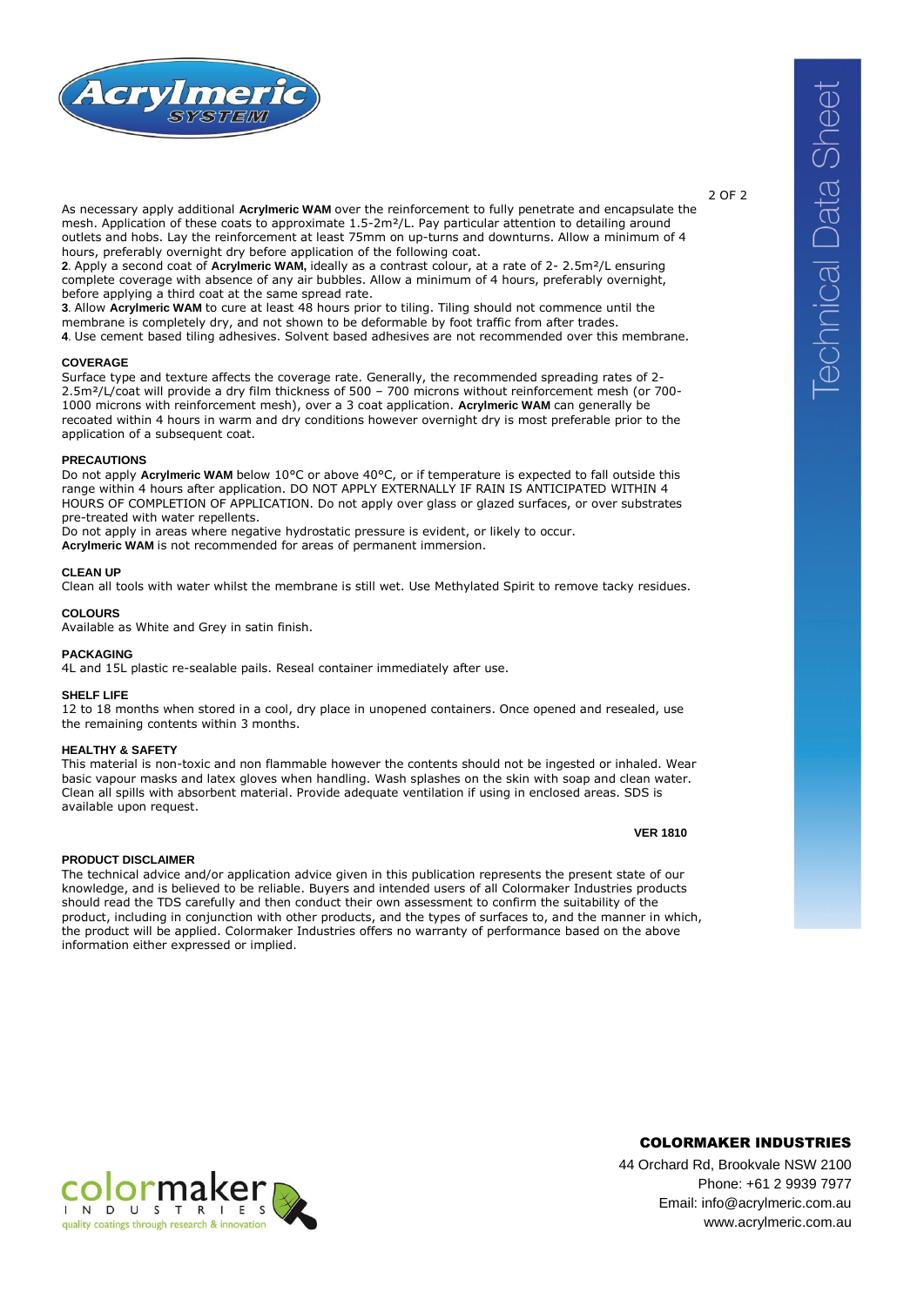As necessary apply additional **Acrylmeric WAM** over the reinforcement to fully penetrate and encapsulate the mesh. Application of these coats to approximate 1.5-2m²/L. Pay particular attention to detailing around outlets and hobs. Lay the reinforcement at least 75mm on up-turns and downturns. Allow a minimum of 4 hours, preferably overnight dry before application of the following coat.

**2**. Apply a second coat of **Acrylmeric WAM,** ideally as a contrast colour, at a rate of 2- 2.5m²/L ensuring complete coverage with absence of any air bubbles. Allow a minimum of 4 hours, preferably overnight, before applying a third coat at the same spread rate.

**3**. Allow **Acrylmeric WAM** to cure at least 48 hours prior to tiling. Tiling should not commence until the membrane is completely dry, and not shown to be deformable by foot traffic from after trades.

**4**. Use cement based tiling adhesives. Solvent based adhesives are not recommended over this membrane.

**COVERAGE**

Surface type and texture affects the coverage rate. Generally, the recommended spreading rates of 2-2.5m²/L/coat will provide a dry film thickness of 500 – 700 microns without reinforcement mesh (or 700-1000 microns with reinforcement mesh), over a 3 coat application. **Acrylmeric WAM** can generally be recoated within 4 hours in warm and dry conditions however overnight dry is most preferable prior to the application of a subsequent coat.

**PRECAUTIONS**

Do not apply **Acrylmeric WAM** below 10°C or above 40°C, or if temperature is expected to fall outside this range within 4 hours after application. DO NOT APPLY EXTERNALLY IF RAIN IS ANTICIPATED WITHIN 4 HOURS OF COMPLETION OF APPLICATION. Do not apply over glass or glazed surfaces, or over substrates pre-treated with water repellents.

Do not apply in areas where negative hydrostatic pressure is evident, or likely to occur.

**Acrylmeric WAM** is not recommended for areas of permanent immersion.

**CLEAN UP**

Clean all tools with water whilst the membrane is still wet. Use Methylated Spirit to remove tacky residues.

**COLOURS**

Available as White and Grey in satin finish.

**PACKAGING**

4L and 15L plastic re-sealable pails. Reseal container immediately after use.

**SHELF LIFE**

12 to 18 months when stored in a cool, dry place in unopened containers. Once opened and resealed, use the remaining contents within 3 months.

**HEALTHY & SAFETY**

This material is non-toxic and non flammable however the contents should not be ingested or inhaled. Wear basic vapour masks and latex gloves when handling. Wash splashes on the skin with soap and clean water. Clean all spills with absorbent material. Provide adequate ventilation if using in enclosed areas. SDS is available upon request.

**VER 1810**

**PRODUCT DISCLAIMER**

The technical advice and/or application advice given in this publication represents the present state of our knowledge, and is believed to be reliable. Buyers and intended users of all Colormaker Industries products should read the TDS carefully and then conduct their own assessment to confirm the suitability of the product, including in conjunction with other products, and the types of surfaces to, and the manner in which, the product will be applied. Colormaker Industries offers no warranty of performance based on the above information either expressed or implied.

**COLORMAKER INDUSTRIES**

44 Orchard Rd, Brookvale NSW 2100
Phone: +61 2 9939 7977
Email: info@acrylmeric.com.au
www.acrylmeric.com.au